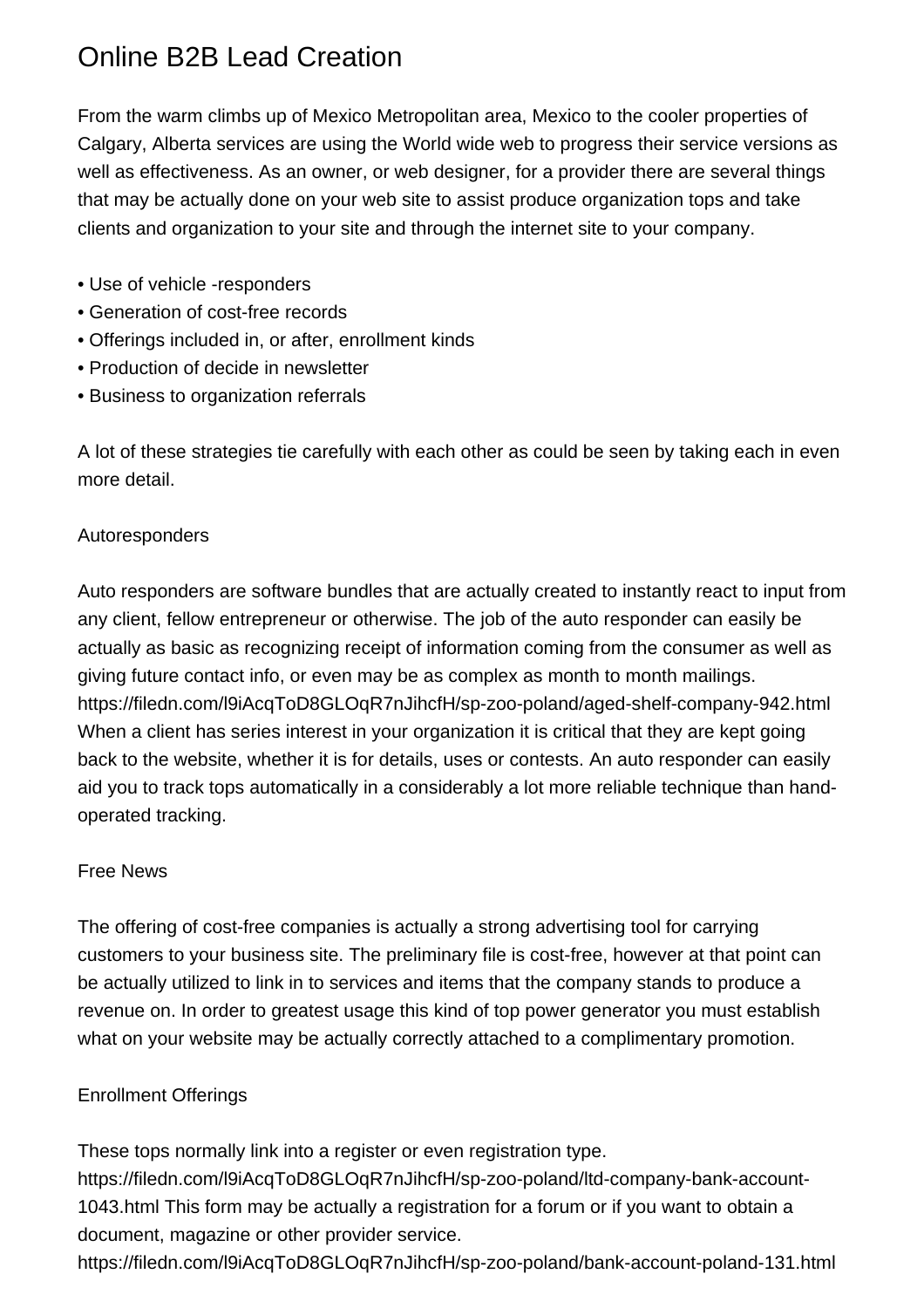# Online B2B Lead Creation

From the warm climbs up of Mexico Metropolitan area, Mexico to the cooler properties of Calgary, Alberta services are using the World wide web to progress their service versions as well as effectiveness. As an owner, or web designer, for a provider there are several things that may be actually done on your web site to assist produce organization tops and take clients and organization to your site and through the internet site to your company.

- Use of vehicle -responders
- Generation of cost-free records
- Offerings included in, or after, enrollment kinds
- Production of decide in newsletter
- Business to organization referrals

A lot of these strategies tie carefully with each other as could be seen by taking each in even more detail.

## Autoresponders

Auto responders are software bundles that are actually created to instantly react to input from any client, fellow entrepreneur or otherwise. The job of the auto responder can easily be actually as basic as recognizing receipt of information coming from the consumer as well as giving future contact info, or even may be as complex as month to month mailings. https://filedn.com/l9iAcqToD8GLOqR7nJihcfH/sp-zoo-poland/aged-shelf-company-942.html When a client has series interest in your organization it is critical that they are kept going back to the website, whether it is for details, uses or contests. An auto responder can easily aid you to track tops automatically in a considerably a lot more reliable technique than hand-operated tracking.

## Free News

The offering of cost-free companies is actually a strong advertising tool for carrying customers to your business site. The preliminary file is cost-free, however at that point can be actually utilized to link in to services and items that the company stands to produce a revenue on. In order to greatest usage this kind of top power generator you must establish what on your website may be actually correctly attached to a complimentary promotion.

## Enrollment Offerings

These tops normally link into a register or even registration type. https://filedn.com/l9iAcqToD8GLOqR7nJihcfH/sp-zoo-poland/ltd-company-bank-account-1043.html This form may be actually a registration for a forum or if you want to obtain a document, magazine or other provider service. https://filedn.com/l9iAcqToD8GLOqR7nJihcfH/sp-zoo-poland/bank-account-poland-131.html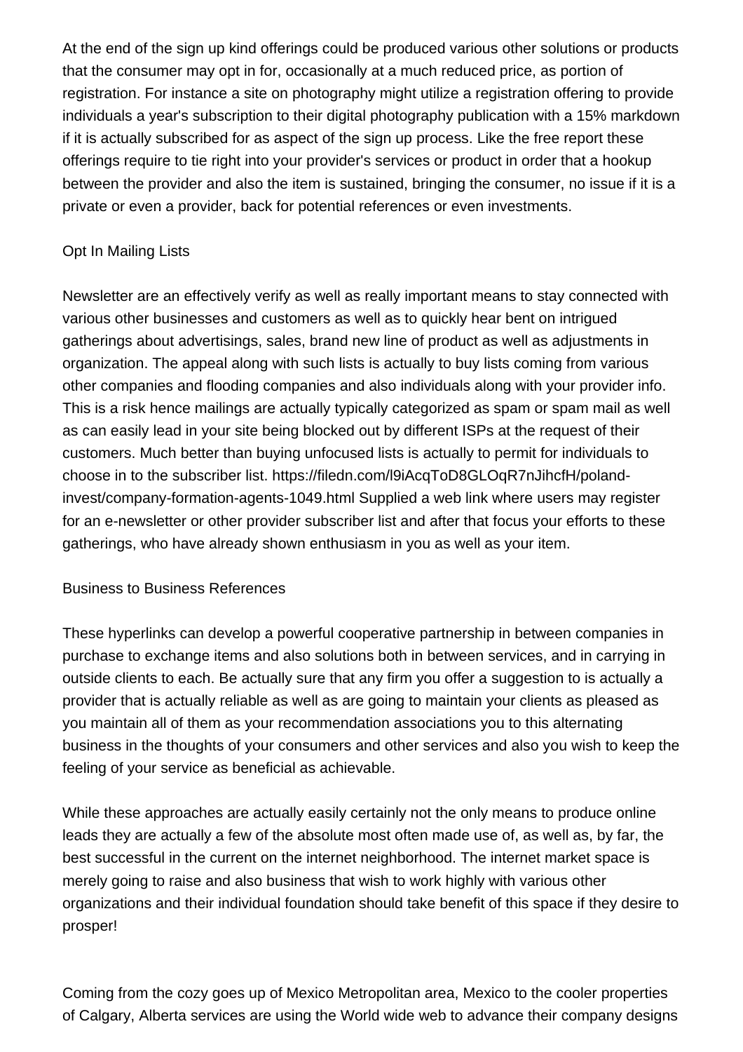At the end of the sign up kind offerings could be produced various other solutions or products that the consumer may opt in for, occasionally at a much reduced price, as portion of registration. For instance a site on photography might utilize a registration offering to provide individuals a year's subscription to their digital photography publication with a 15% markdown if it is actually subscribed for as aspect of the sign up process. Like the free report these offerings require to tie right into your provider's services or product in order that a hookup between the provider and also the item is sustained, bringing the consumer, no issue if it is a private or even a provider, back for potential references or even investments.

## Opt In Mailing Lists

Newsletter are an effectively verify as well as really important means to stay connected with various other businesses and customers as well as to quickly hear bent on intrigued gatherings about advertisings, sales, brand new line of product as well as adjustments in organization. The appeal along with such lists is actually to buy lists coming from various other companies and flooding companies and also individuals along with your provider info. This is a risk hence mailings are actually typically categorized as spam or spam mail as well as can easily lead in your site being blocked out by different ISPs at the request of their customers. Much better than buying unfocused lists is actually to permit for individuals to choose in to the subscriber list. https://filedn.com/l9iAcqToD8GLOqR7nJihcfH/poland-invest/company-formation-agents-1049.html Supplied a web link where users may register for an e-newsletter or other provider subscriber list and after that focus your efforts to these gatherings, who have already shown enthusiasm in you as well as your item.

## Business to Business References

These hyperlinks can develop a powerful cooperative partnership in between companies in purchase to exchange items and also solutions both in between services, and in carrying in outside clients to each. Be actually sure that any firm you offer a suggestion to is actually a provider that is actually reliable as well as are going to maintain your clients as pleased as you maintain all of them as your recommendation associations you to this alternating business in the thoughts of your consumers and other services and also you wish to keep the feeling of your service as beneficial as achievable.

While these approaches are actually easily certainly not the only means to produce online leads they are actually a few of the absolute most often made use of, as well as, by far, the best successful in the current on the internet neighborhood. The internet market space is merely going to raise and also business that wish to work highly with various other organizations and their individual foundation should take benefit of this space if they desire to prosper!

Coming from the cozy goes up of Mexico Metropolitan area, Mexico to the cooler properties of Calgary, Alberta services are using the World wide web to advance their company designs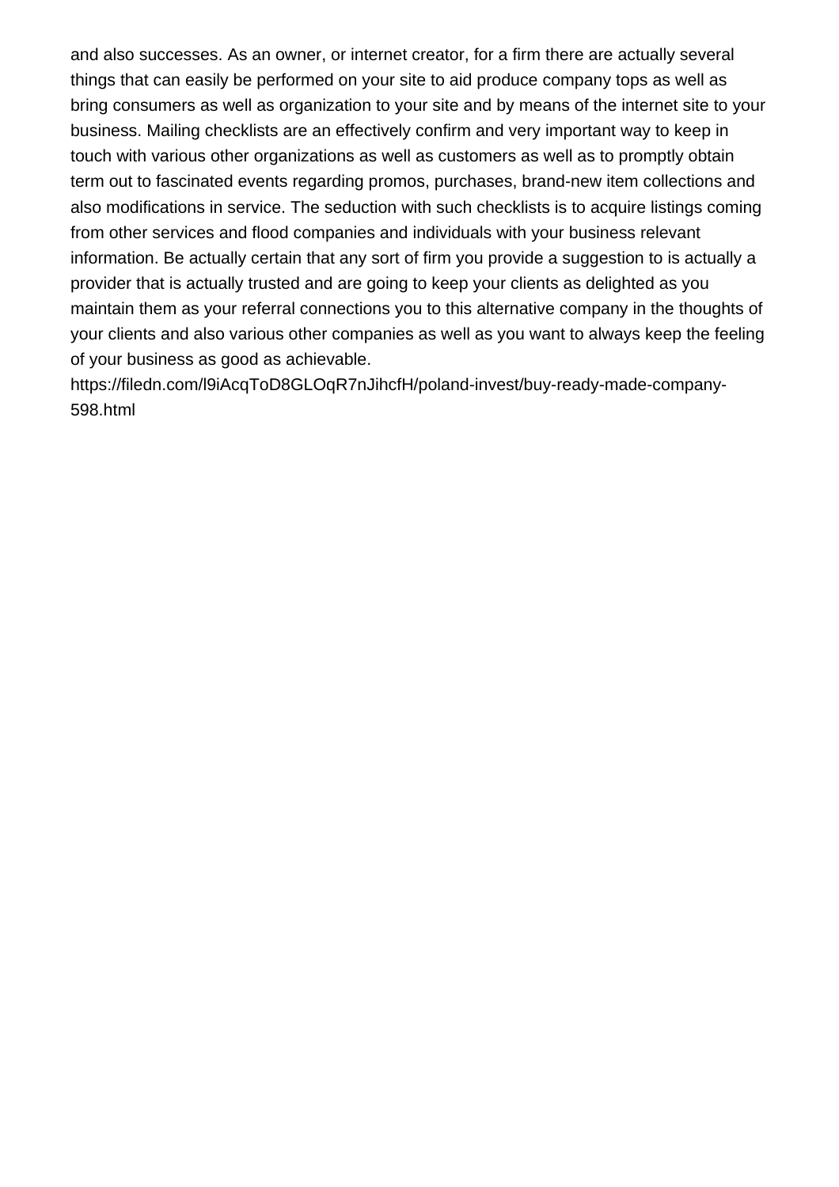and also successes. As an owner, or internet creator, for a firm there are actually several things that can easily be performed on your site to aid produce company tops as well as bring consumers as well as organization to your site and by means of the internet site to your business. Mailing checklists are an effectively confirm and very important way to keep in touch with various other organizations as well as customers as well as to promptly obtain term out to fascinated events regarding promos, purchases, brand-new item collections and also modifications in service. The seduction with such checklists is to acquire listings coming from other services and flood companies and individuals with your business relevant information. Be actually certain that any sort of firm you provide a suggestion to is actually a provider that is actually trusted and are going to keep your clients as delighted as you maintain them as your referral connections you to this alternative company in the thoughts of your clients and also various other companies as well as you want to always keep the feeling of your business as good as achievable.
https://filedn.com/l9iAcqToD8GLOqR7nJihcfH/poland-invest/buy-ready-made-company-598.html